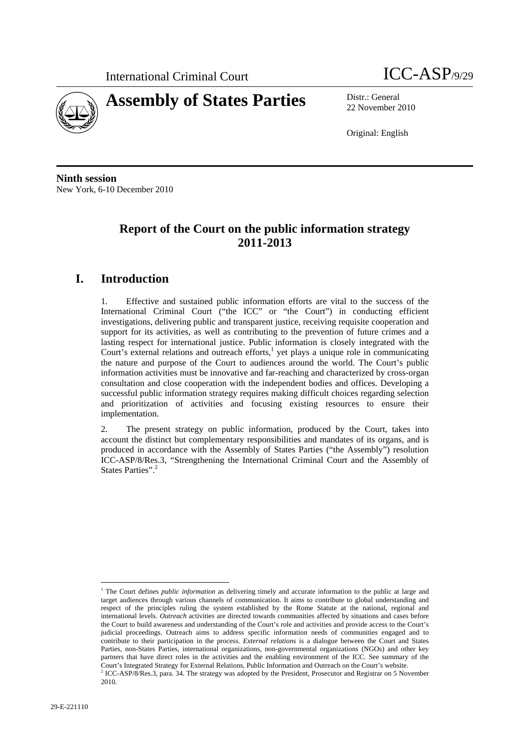International Criminal Court

ICC-ASP/9/29

# Assembly of States Parties

Distr.: General
22 November 2010

Original: English

**Ninth session**
New York, 6-10 December 2010

## Report of the Court on the public information strategy 2011-2013

# I. Introduction

1. Effective and sustained public information efforts are vital to the success of the International Criminal Court ("the ICC" or "the Court") in conducting efficient investigations, delivering public and transparent justice, receiving requisite cooperation and support for its activities, as well as contributing to the prevention of future crimes and a lasting respect for international justice. Public information is closely integrated with the Court's external relations and outreach efforts,[1] yet plays a unique role in communicating the nature and purpose of the Court to audiences around the world. The Court's public information activities must be innovative and far-reaching and characterized by cross-organ consultation and close cooperation with the independent bodies and offices. Developing a successful public information strategy requires making difficult choices regarding selection and prioritization of activities and focusing existing resources to ensure their implementation.

2. The present strategy on public information, produced by the Court, takes into account the distinct but complementary responsibilities and mandates of its organs, and is produced in accordance with the Assembly of States Parties ("the Assembly") resolution ICC-ASP/8/Res.3, "Strengthening the International Criminal Court and the Assembly of States Parties".[2]

---

[1] The Court defines *public information* as delivering timely and accurate information to the public at large and target audiences through various channels of communication. It aims to contribute to global understanding and respect of the principles ruling the system established by the Rome Statute at the national, regional and international levels. *Outreach* activities are directed towards communities affected by situations and cases before the Court to build awareness and understanding of the Court's role and activities and provide access to the Court's judicial proceedings. Outreach aims to address specific information needs of communities engaged and to contribute to their participation in the process. *External relations* is a dialogue between the Court and States Parties, non-States Parties, international organizations, non-governmental organizations (NGOs) and other key partners that have direct roles in the activities and the enabling environment of the ICC. See summary of the Court's Integrated Strategy for External Relations, Public Information and Outreach on the Court's website.

[2] ICC-ASP/8/Res.3, para. 34. The strategy was adopted by the President, Prosecutor and Registrar on 5 November 2010.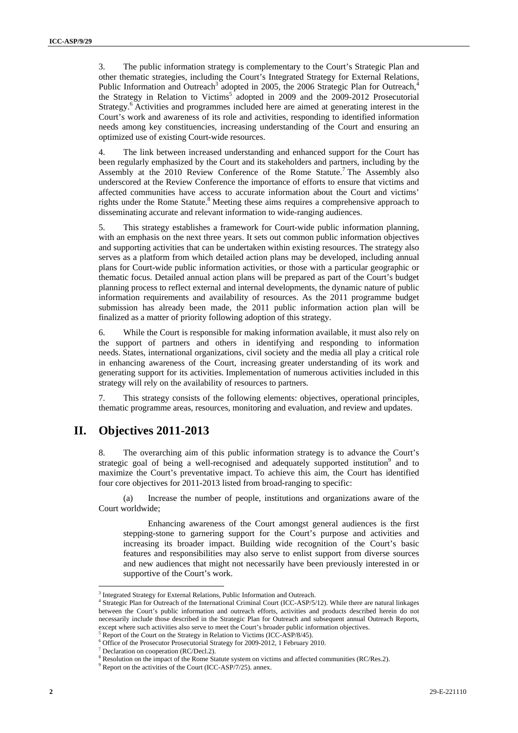3. The public information strategy is complementary to the Court's Strategic Plan and other thematic strategies, including the Court's Integrated Strategy for External Relations, Public Information and Outreach[3] adopted in 2005, the 2006 Strategic Plan for Outreach,[4] the Strategy in Relation to Victims[5] adopted in 2009 and the 2009-2012 Prosecutorial Strategy.[6] Activities and programmes included here are aimed at generating interest in the Court's work and awareness of its role and activities, responding to identified information needs among key constituencies, increasing understanding of the Court and ensuring an optimized use of existing Court-wide resources.

4. The link between increased understanding and enhanced support for the Court has been regularly emphasized by the Court and its stakeholders and partners, including by the Assembly at the 2010 Review Conference of the Rome Statute.[7] The Assembly also underscored at the Review Conference the importance of efforts to ensure that victims and affected communities have access to accurate information about the Court and victims' rights under the Rome Statute.[8] Meeting these aims requires a comprehensive approach to disseminating accurate and relevant information to wide-ranging audiences.

5. This strategy establishes a framework for Court-wide public information planning, with an emphasis on the next three years. It sets out common public information objectives and supporting activities that can be undertaken within existing resources. The strategy also serves as a platform from which detailed action plans may be developed, including annual plans for Court-wide public information activities, or those with a particular geographic or thematic focus. Detailed annual action plans will be prepared as part of the Court's budget planning process to reflect external and internal developments, the dynamic nature of public information requirements and availability of resources. As the 2011 programme budget submission has already been made, the 2011 public information action plan will be finalized as a matter of priority following adoption of this strategy.

6. While the Court is responsible for making information available, it must also rely on the support of partners and others in identifying and responding to information needs. States, international organizations, civil society and the media all play a critical role in enhancing awareness of the Court, increasing greater understanding of its work and generating support for its activities. Implementation of numerous activities included in this strategy will rely on the availability of resources to partners.

7. This strategy consists of the following elements: objectives, operational principles, thematic programme areas, resources, monitoring and evaluation, and review and updates.

## II. Objectives 2011-2013

8. The overarching aim of this public information strategy is to advance the Court's strategic goal of being a well-recognised and adequately supported institution[9] and to maximize the Court's preventative impact. To achieve this aim, the Court has identified four core objectives for 2011-2013 listed from broad-ranging to specific:

(a) Increase the number of people, institutions and organizations aware of the Court worldwide;

> Enhancing awareness of the Court amongst general audiences is the first stepping-stone to garnering support for the Court's purpose and activities and increasing its broader impact. Building wide recognition of the Court's basic features and responsibilities may also serve to enlist support from diverse sources and new audiences that might not necessarily have been previously interested in or supportive of the Court's work.

---

[3] Integrated Strategy for External Relations, Public Information and Outreach.

[4] Strategic Plan for Outreach of the International Criminal Court (ICC-ASP/5/12). While there are natural linkages between the Court's public information and outreach efforts, activities and products described herein do not necessarily include those described in the Strategic Plan for Outreach and subsequent annual Outreach Reports, except where such activities also serve to meet the Court's broader public information objectives.

[5] Report of the Court on the Strategy in Relation to Victims (ICC-ASP/8/45).

[6] Office of the Prosecutor Prosecutorial Strategy for 2009-2012, 1 February 2010.

[7] Declaration on cooperation (RC/Decl.2).

[8] Resolution on the impact of the Rome Statute system on victims and affected communities (RC/Res.2).

[9] Report on the activities of the Court (ICC-ASP/7/25). annex.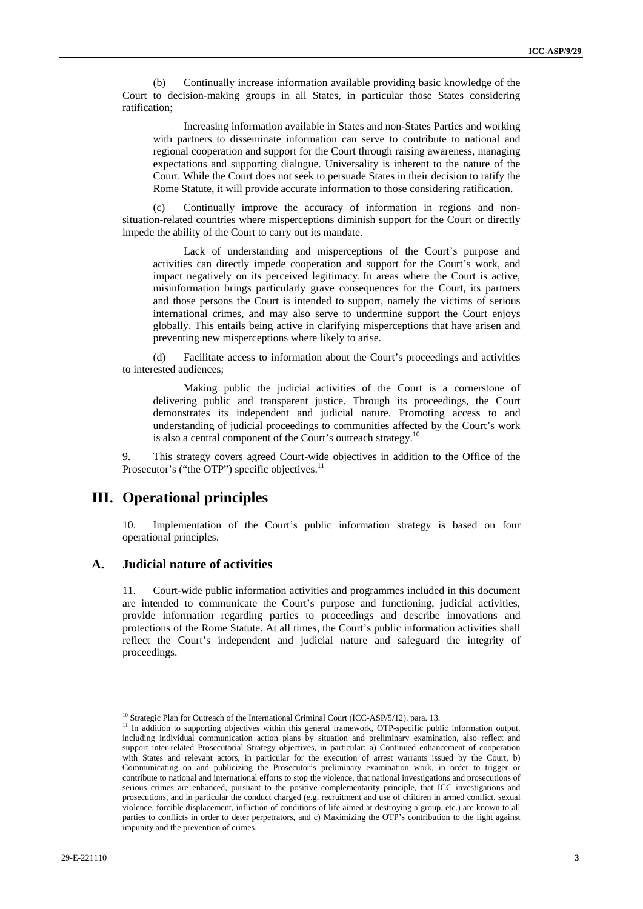(b) Continually increase information available providing basic knowledge of the Court to decision-making groups in all States, in particular those States considering ratification;

> Increasing information available in States and non-States Parties and working with partners to disseminate information can serve to contribute to national and regional cooperation and support for the Court through raising awareness, managing expectations and supporting dialogue. Universality is inherent to the nature of the Court. While the Court does not seek to persuade States in their decision to ratify the Rome Statute, it will provide accurate information to those considering ratification.

(c) Continually improve the accuracy of information in regions and non-situation-related countries where misperceptions diminish support for the Court or directly impede the ability of the Court to carry out its mandate.

> Lack of understanding and misperceptions of the Court's purpose and activities can directly impede cooperation and support for the Court's work, and impact negatively on its perceived legitimacy. In areas where the Court is active, misinformation brings particularly grave consequences for the Court, its partners and those persons the Court is intended to support, namely the victims of serious international crimes, and may also serve to undermine support the Court enjoys globally. This entails being active in clarifying misperceptions that have arisen and preventing new misperceptions where likely to arise.

(d) Facilitate access to information about the Court's proceedings and activities to interested audiences;

> Making public the judicial activities of the Court is a cornerstone of delivering public and transparent justice. Through its proceedings, the Court demonstrates its independent and judicial nature. Promoting access to and understanding of judicial proceedings to communities affected by the Court's work is also a central component of the Court's outreach strategy.[10]

9. This strategy covers agreed Court-wide objectives in addition to the Office of the Prosecutor's ("the OTP") specific objectives.[11]

# III. Operational principles

10. Implementation of the Court's public information strategy is based on four operational principles.

## A. Judicial nature of activities

11. Court-wide public information activities and programmes included in this document are intended to communicate the Court's purpose and functioning, judicial activities, provide information regarding parties to proceedings and describe innovations and protections of the Rome Statute. At all times, the Court's public information activities shall reflect the Court's independent and judicial nature and safeguard the integrity of proceedings.

---

[10] Strategic Plan for Outreach of the International Criminal Court (ICC-ASP/5/12). para. 13.

[11] In addition to supporting objectives within this general framework, OTP-specific public information output, including individual communication action plans by situation and preliminary examination, also reflect and support inter-related Prosecutorial Strategy objectives, in particular: a) Continued enhancement of cooperation with States and relevant actors, in particular for the execution of arrest warrants issued by the Court, b) Communicating on and publicizing the Prosecutor's preliminary examination work, in order to trigger or contribute to national and international efforts to stop the violence, that national investigations and prosecutions of serious crimes are enhanced, pursuant to the positive complementarity principle, that ICC investigations and prosecutions, and in particular the conduct charged (e.g. recruitment and use of children in armed conflict, sexual violence, forcible displacement, infliction of conditions of life aimed at destroying a group, etc.) are known to all parties to conflicts in order to deter perpetrators, and c) Maximizing the OTP's contribution to the fight against impunity and the prevention of crimes.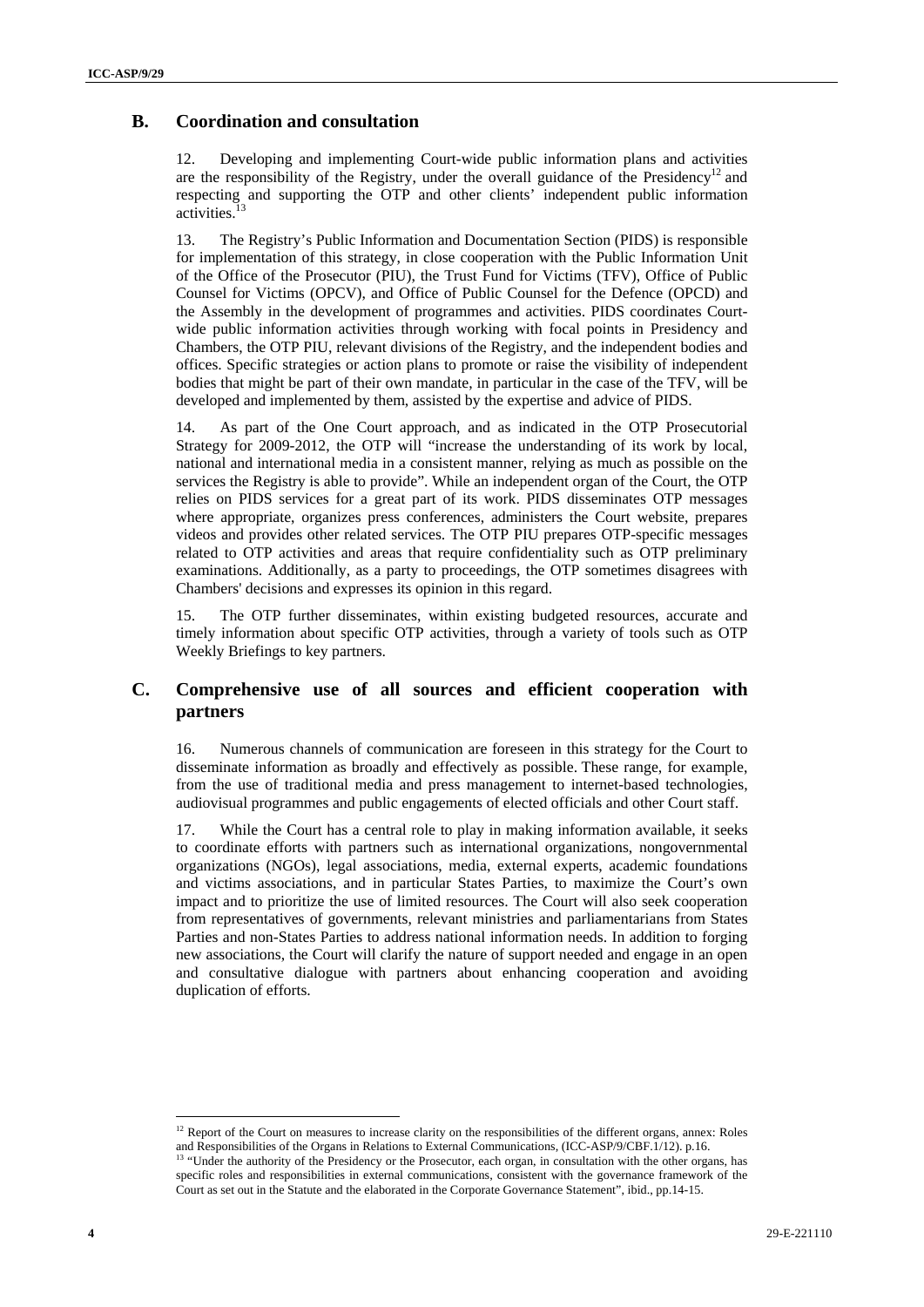## B. Coordination and consultation

12. Developing and implementing Court-wide public information plans and activities are the responsibility of the Registry, under the overall guidance of the Presidency[12] and respecting and supporting the OTP and other clients' independent public information activities.[13]

13. The Registry's Public Information and Documentation Section (PIDS) is responsible for implementation of this strategy, in close cooperation with the Public Information Unit of the Office of the Prosecutor (PIU), the Trust Fund for Victims (TFV), Office of Public Counsel for Victims (OPCV), and Office of Public Counsel for the Defence (OPCD) and the Assembly in the development of programmes and activities. PIDS coordinates Court-wide public information activities through working with focal points in Presidency and Chambers, the OTP PIU, relevant divisions of the Registry, and the independent bodies and offices. Specific strategies or action plans to promote or raise the visibility of independent bodies that might be part of their own mandate, in particular in the case of the TFV, will be developed and implemented by them, assisted by the expertise and advice of PIDS.

14. As part of the One Court approach, and as indicated in the OTP Prosecutorial Strategy for 2009-2012, the OTP will "increase the understanding of its work by local, national and international media in a consistent manner, relying as much as possible on the services the Registry is able to provide". While an independent organ of the Court, the OTP relies on PIDS services for a great part of its work. PIDS disseminates OTP messages where appropriate, organizes press conferences, administers the Court website, prepares videos and provides other related services. The OTP PIU prepares OTP-specific messages related to OTP activities and areas that require confidentiality such as OTP preliminary examinations. Additionally, as a party to proceedings, the OTP sometimes disagrees with Chambers' decisions and expresses its opinion in this regard.

15. The OTP further disseminates, within existing budgeted resources, accurate and timely information about specific OTP activities, through a variety of tools such as OTP Weekly Briefings to key partners.

## C. Comprehensive use of all sources and efficient cooperation with partners

16. Numerous channels of communication are foreseen in this strategy for the Court to disseminate information as broadly and effectively as possible. These range, for example, from the use of traditional media and press management to internet-based technologies, audiovisual programmes and public engagements of elected officials and other Court staff.

17. While the Court has a central role to play in making information available, it seeks to coordinate efforts with partners such as international organizations, nongovernmental organizations (NGOs), legal associations, media, external experts, academic foundations and victims associations, and in particular States Parties, to maximize the Court's own impact and to prioritize the use of limited resources. The Court will also seek cooperation from representatives of governments, relevant ministries and parliamentarians from States Parties and non-States Parties to address national information needs. In addition to forging new associations, the Court will clarify the nature of support needed and engage in an open and consultative dialogue with partners about enhancing cooperation and avoiding duplication of efforts.

---

[12] Report of the Court on measures to increase clarity on the responsibilities of the different organs, annex: Roles and Responsibilities of the Organs in Relations to External Communications, (ICC-ASP/9/CBF.1/12). p.16.

[13] "Under the authority of the Presidency or the Prosecutor, each organ, in consultation with the other organs, has specific roles and responsibilities in external communications, consistent with the governance framework of the Court as set out in the Statute and the elaborated in the Corporate Governance Statement", ibid., pp.14-15.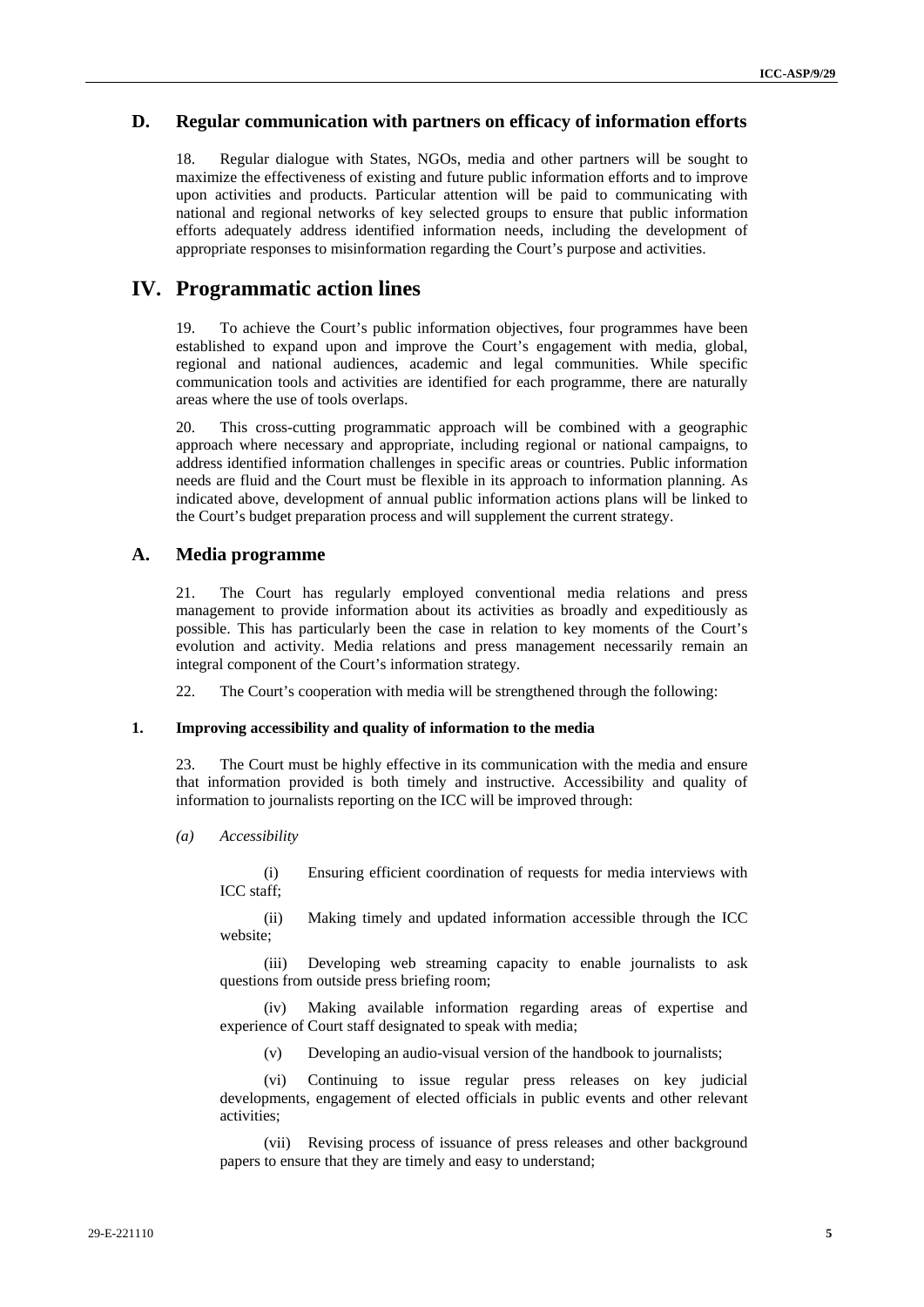## D. Regular communication with partners on efficacy of information efforts

18. Regular dialogue with States, NGOs, media and other partners will be sought to maximize the effectiveness of existing and future public information efforts and to improve upon activities and products. Particular attention will be paid to communicating with national and regional networks of key selected groups to ensure that public information efforts adequately address identified information needs, including the development of appropriate responses to misinformation regarding the Court's purpose and activities.

# IV. Programmatic action lines

19. To achieve the Court's public information objectives, four programmes have been established to expand upon and improve the Court's engagement with media, global, regional and national audiences, academic and legal communities. While specific communication tools and activities are identified for each programme, there are naturally areas where the use of tools overlaps.

20. This cross-cutting programmatic approach will be combined with a geographic approach where necessary and appropriate, including regional or national campaigns, to address identified information challenges in specific areas or countries. Public information needs are fluid and the Court must be flexible in its approach to information planning. As indicated above, development of annual public information actions plans will be linked to the Court's budget preparation process and will supplement the current strategy.

## A. Media programme

21. The Court has regularly employed conventional media relations and press management to provide information about its activities as broadly and expeditiously as possible. This has particularly been the case in relation to key moments of the Court's evolution and activity. Media relations and press management necessarily remain an integral component of the Court's information strategy.

22. The Court's cooperation with media will be strengthened through the following:

### 1. Improving accessibility and quality of information to the media

23. The Court must be highly effective in its communication with the media and ensure that information provided is both timely and instructive. Accessibility and quality of information to journalists reporting on the ICC will be improved through:

*(a) Accessibility*

(i) Ensuring efficient coordination of requests for media interviews with ICC staff;

(ii) Making timely and updated information accessible through the ICC website;

(iii) Developing web streaming capacity to enable journalists to ask questions from outside press briefing room;

(iv) Making available information regarding areas of expertise and experience of Court staff designated to speak with media;

(v) Developing an audio-visual version of the handbook to journalists;

(vi) Continuing to issue regular press releases on key judicial developments, engagement of elected officials in public events and other relevant activities;

(vii) Revising process of issuance of press releases and other background papers to ensure that they are timely and easy to understand;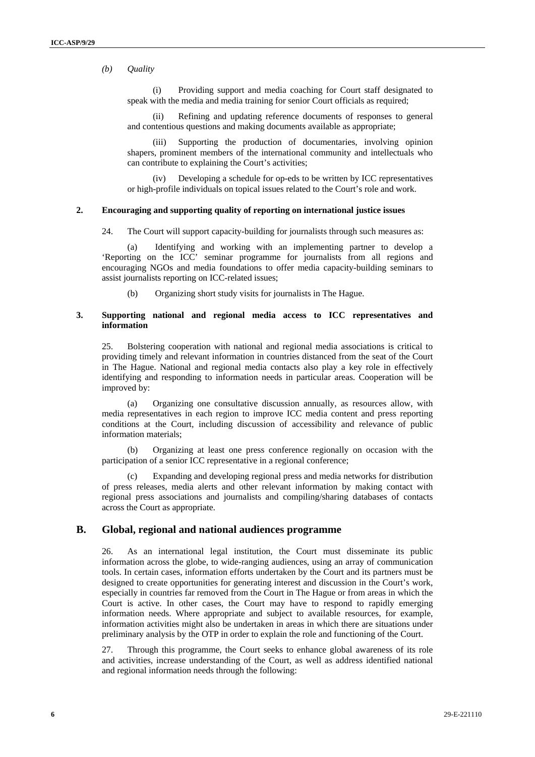*(b) Quality*

(i) Providing support and media coaching for Court staff designated to speak with the media and media training for senior Court officials as required;

(ii) Refining and updating reference documents of responses to general and contentious questions and making documents available as appropriate;

(iii) Supporting the production of documentaries, involving opinion shapers, prominent members of the international community and intellectuals who can contribute to explaining the Court's activities;

(iv) Developing a schedule for op-eds to be written by ICC representatives or high-profile individuals on topical issues related to the Court's role and work.

### 2. Encouraging and supporting quality of reporting on international justice issues

24. The Court will support capacity-building for journalists through such measures as:

(a) Identifying and working with an implementing partner to develop a 'Reporting on the ICC' seminar programme for journalists from all regions and encouraging NGOs and media foundations to offer media capacity-building seminars to assist journalists reporting on ICC-related issues;

(b) Organizing short study visits for journalists in The Hague.

### 3. Supporting national and regional media access to ICC representatives and information

25. Bolstering cooperation with national and regional media associations is critical to providing timely and relevant information in countries distanced from the seat of the Court in The Hague. National and regional media contacts also play a key role in effectively identifying and responding to information needs in particular areas. Cooperation will be improved by:

(a) Organizing one consultative discussion annually, as resources allow, with media representatives in each region to improve ICC media content and press reporting conditions at the Court, including discussion of accessibility and relevance of public information materials;

(b) Organizing at least one press conference regionally on occasion with the participation of a senior ICC representative in a regional conference;

(c) Expanding and developing regional press and media networks for distribution of press releases, media alerts and other relevant information by making contact with regional press associations and journalists and compiling/sharing databases of contacts across the Court as appropriate.

## B. Global, regional and national audiences programme

26. As an international legal institution, the Court must disseminate its public information across the globe, to wide-ranging audiences, using an array of communication tools. In certain cases, information efforts undertaken by the Court and its partners must be designed to create opportunities for generating interest and discussion in the Court's work, especially in countries far removed from the Court in The Hague or from areas in which the Court is active. In other cases, the Court may have to respond to rapidly emerging information needs. Where appropriate and subject to available resources, for example, information activities might also be undertaken in areas in which there are situations under preliminary analysis by the OTP in order to explain the role and functioning of the Court.

27. Through this programme, the Court seeks to enhance global awareness of its role and activities, increase understanding of the Court, as well as address identified national and regional information needs through the following: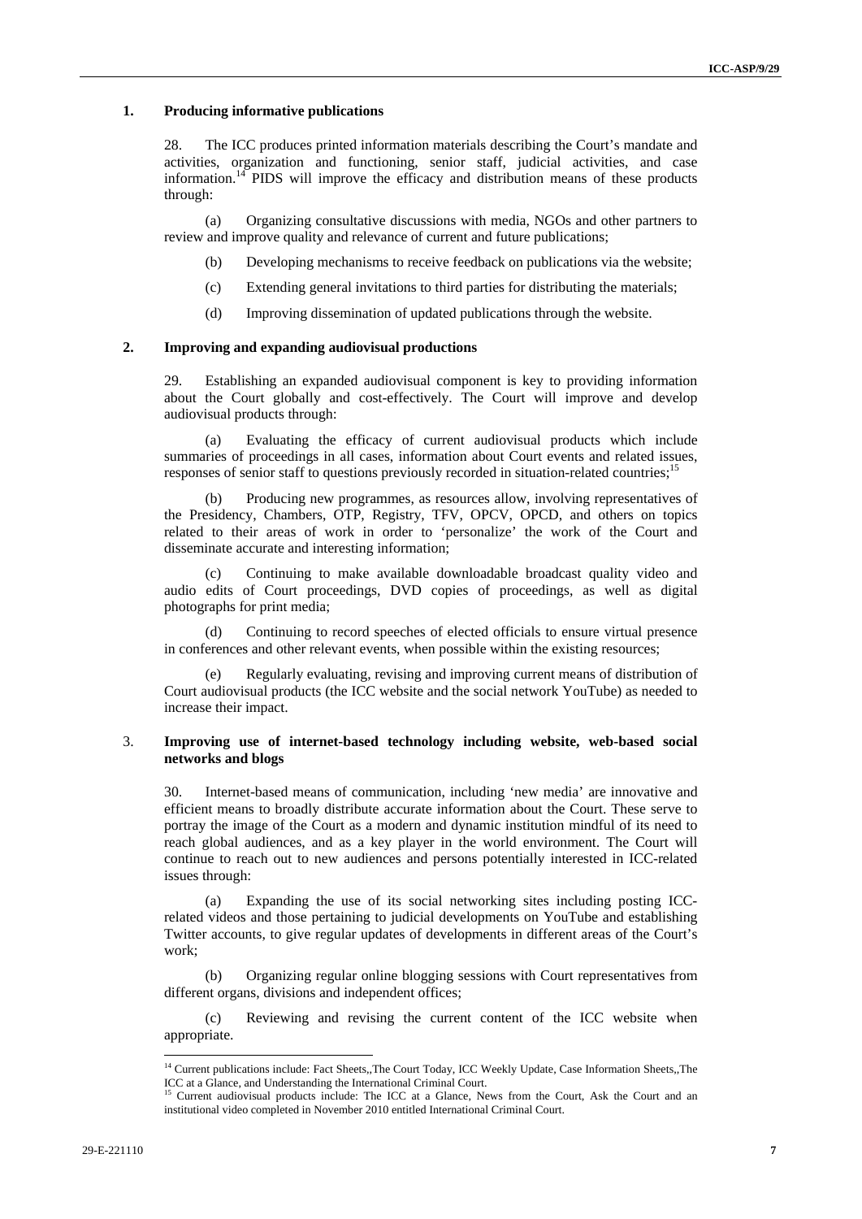### 1. Producing informative publications

28. The ICC produces printed information materials describing the Court's mandate and activities, organization and functioning, senior staff, judicial activities, and case information.[14] PIDS will improve the efficacy and distribution means of these products through:

(a) Organizing consultative discussions with media, NGOs and other partners to review and improve quality and relevance of current and future publications;

(b) Developing mechanisms to receive feedback on publications via the website;

(c) Extending general invitations to third parties for distributing the materials;

(d) Improving dissemination of updated publications through the website.

### 2. Improving and expanding audiovisual productions

29. Establishing an expanded audiovisual component is key to providing information about the Court globally and cost-effectively. The Court will improve and develop audiovisual products through:

(a) Evaluating the efficacy of current audiovisual products which include summaries of proceedings in all cases, information about Court events and related issues, responses of senior staff to questions previously recorded in situation-related countries;[15]

(b) Producing new programmes, as resources allow, involving representatives of the Presidency, Chambers, OTP, Registry, TFV, OPCV, OPCD, and others on topics related to their areas of work in order to 'personalize' the work of the Court and disseminate accurate and interesting information;

(c) Continuing to make available downloadable broadcast quality video and audio edits of Court proceedings, DVD copies of proceedings, as well as digital photographs for print media;

(d) Continuing to record speeches of elected officials to ensure virtual presence in conferences and other relevant events, when possible within the existing resources;

(e) Regularly evaluating, revising and improving current means of distribution of Court audiovisual products (the ICC website and the social network YouTube) as needed to increase their impact.

### 3. Improving use of internet-based technology including website, web-based social networks and blogs

30. Internet-based means of communication, including 'new media' are innovative and efficient means to broadly distribute accurate information about the Court. These serve to portray the image of the Court as a modern and dynamic institution mindful of its need to reach global audiences, and as a key player in the world environment. The Court will continue to reach out to new audiences and persons potentially interested in ICC-related issues through:

(a) Expanding the use of its social networking sites including posting ICC-related videos and those pertaining to judicial developments on YouTube and establishing Twitter accounts, to give regular updates of developments in different areas of the Court's work;

(b) Organizing regular online blogging sessions with Court representatives from different organs, divisions and independent offices;

(c) Reviewing and revising the current content of the ICC website when appropriate.

---

[14] Current publications include: Fact Sheets,,The Court Today, ICC Weekly Update, Case Information Sheets,,The ICC at a Glance, and Understanding the International Criminal Court.

[15] Current audiovisual products include: The ICC at a Glance, News from the Court, Ask the Court and an institutional video completed in November 2010 entitled International Criminal Court.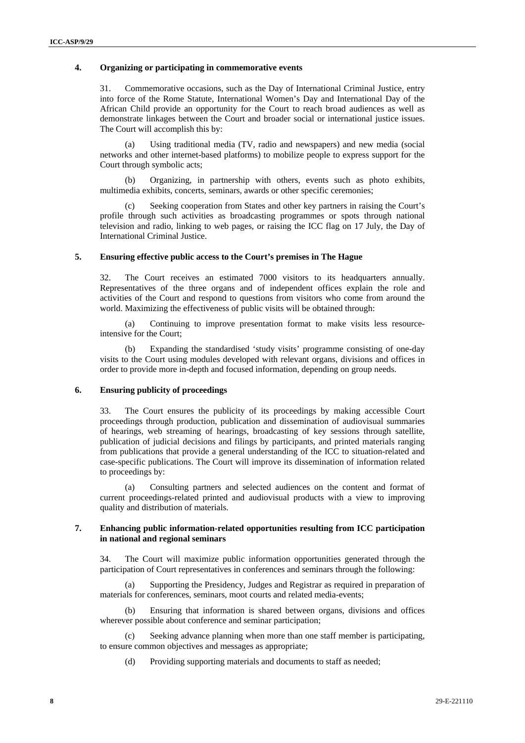### 4. Organizing or participating in commemorative events

31. Commemorative occasions, such as the Day of International Criminal Justice, entry into force of the Rome Statute, International Women's Day and International Day of the African Child provide an opportunity for the Court to reach broad audiences as well as demonstrate linkages between the Court and broader social or international justice issues. The Court will accomplish this by:

(a) Using traditional media (TV, radio and newspapers) and new media (social networks and other internet-based platforms) to mobilize people to express support for the Court through symbolic acts;

(b) Organizing, in partnership with others, events such as photo exhibits, multimedia exhibits, concerts, seminars, awards or other specific ceremonies;

(c) Seeking cooperation from States and other key partners in raising the Court's profile through such activities as broadcasting programmes or spots through national television and radio, linking to web pages, or raising the ICC flag on 17 July, the Day of International Criminal Justice.

### 5. Ensuring effective public access to the Court's premises in The Hague

32. The Court receives an estimated 7000 visitors to its headquarters annually. Representatives of the three organs and of independent offices explain the role and activities of the Court and respond to questions from visitors who come from around the world. Maximizing the effectiveness of public visits will be obtained through:

(a) Continuing to improve presentation format to make visits less resource-intensive for the Court;

(b) Expanding the standardised 'study visits' programme consisting of one-day visits to the Court using modules developed with relevant organs, divisions and offices in order to provide more in-depth and focused information, depending on group needs.

### 6. Ensuring publicity of proceedings

33. The Court ensures the publicity of its proceedings by making accessible Court proceedings through production, publication and dissemination of audiovisual summaries of hearings, web streaming of hearings, broadcasting of key sessions through satellite, publication of judicial decisions and filings by participants, and printed materials ranging from publications that provide a general understanding of the ICC to situation-related and case-specific publications. The Court will improve its dissemination of information related to proceedings by:

(a) Consulting partners and selected audiences on the content and format of current proceedings-related printed and audiovisual products with a view to improving quality and distribution of materials.

### 7. Enhancing public information-related opportunities resulting from ICC participation in national and regional seminars

34. The Court will maximize public information opportunities generated through the participation of Court representatives in conferences and seminars through the following:

(a) Supporting the Presidency, Judges and Registrar as required in preparation of materials for conferences, seminars, moot courts and related media-events;

(b) Ensuring that information is shared between organs, divisions and offices wherever possible about conference and seminar participation;

(c) Seeking advance planning when more than one staff member is participating, to ensure common objectives and messages as appropriate;

(d) Providing supporting materials and documents to staff as needed;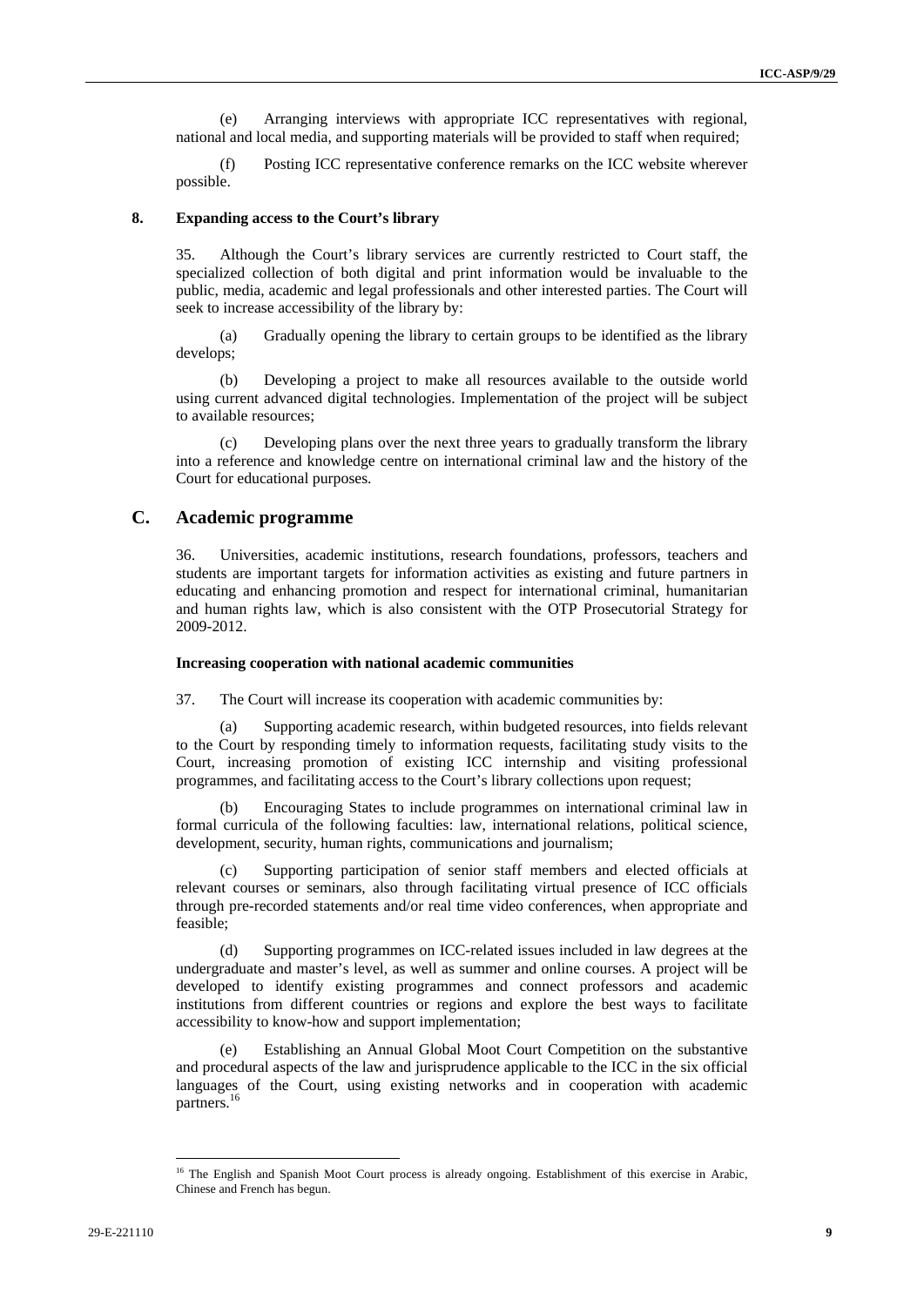(e) Arranging interviews with appropriate ICC representatives with regional, national and local media, and supporting materials will be provided to staff when required;

(f) Posting ICC representative conference remarks on the ICC website wherever possible.

#### 8. Expanding access to the Court's library

35. Although the Court's library services are currently restricted to Court staff, the specialized collection of both digital and print information would be invaluable to the public, media, academic and legal professionals and other interested parties. The Court will seek to increase accessibility of the library by:

(a) Gradually opening the library to certain groups to be identified as the library develops;

(b) Developing a project to make all resources available to the outside world using current advanced digital technologies. Implementation of the project will be subject to available resources;

(c) Developing plans over the next three years to gradually transform the library into a reference and knowledge centre on international criminal law and the history of the Court for educational purposes.

## C. Academic programme

36. Universities, academic institutions, research foundations, professors, teachers and students are important targets for information activities as existing and future partners in educating and enhancing promotion and respect for international criminal, humanitarian and human rights law, which is also consistent with the OTP Prosecutorial Strategy for 2009-2012.

#### Increasing cooperation with national academic communities

37. The Court will increase its cooperation with academic communities by:

(a) Supporting academic research, within budgeted resources, into fields relevant to the Court by responding timely to information requests, facilitating study visits to the Court, increasing promotion of existing ICC internship and visiting professional programmes, and facilitating access to the Court's library collections upon request;

(b) Encouraging States to include programmes on international criminal law in formal curricula of the following faculties: law, international relations, political science, development, security, human rights, communications and journalism;

(c) Supporting participation of senior staff members and elected officials at relevant courses or seminars, also through facilitating virtual presence of ICC officials through pre-recorded statements and/or real time video conferences, when appropriate and feasible;

(d) Supporting programmes on ICC-related issues included in law degrees at the undergraduate and master's level, as well as summer and online courses. A project will be developed to identify existing programmes and connect professors and academic institutions from different countries or regions and explore the best ways to facilitate accessibility to know-how and support implementation;

(e) Establishing an Annual Global Moot Court Competition on the substantive and procedural aspects of the law and jurisprudence applicable to the ICC in the six official languages of the Court, using existing networks and in cooperation with academic partners.[16]

[16] The English and Spanish Moot Court process is already ongoing. Establishment of this exercise in Arabic, Chinese and French has begun.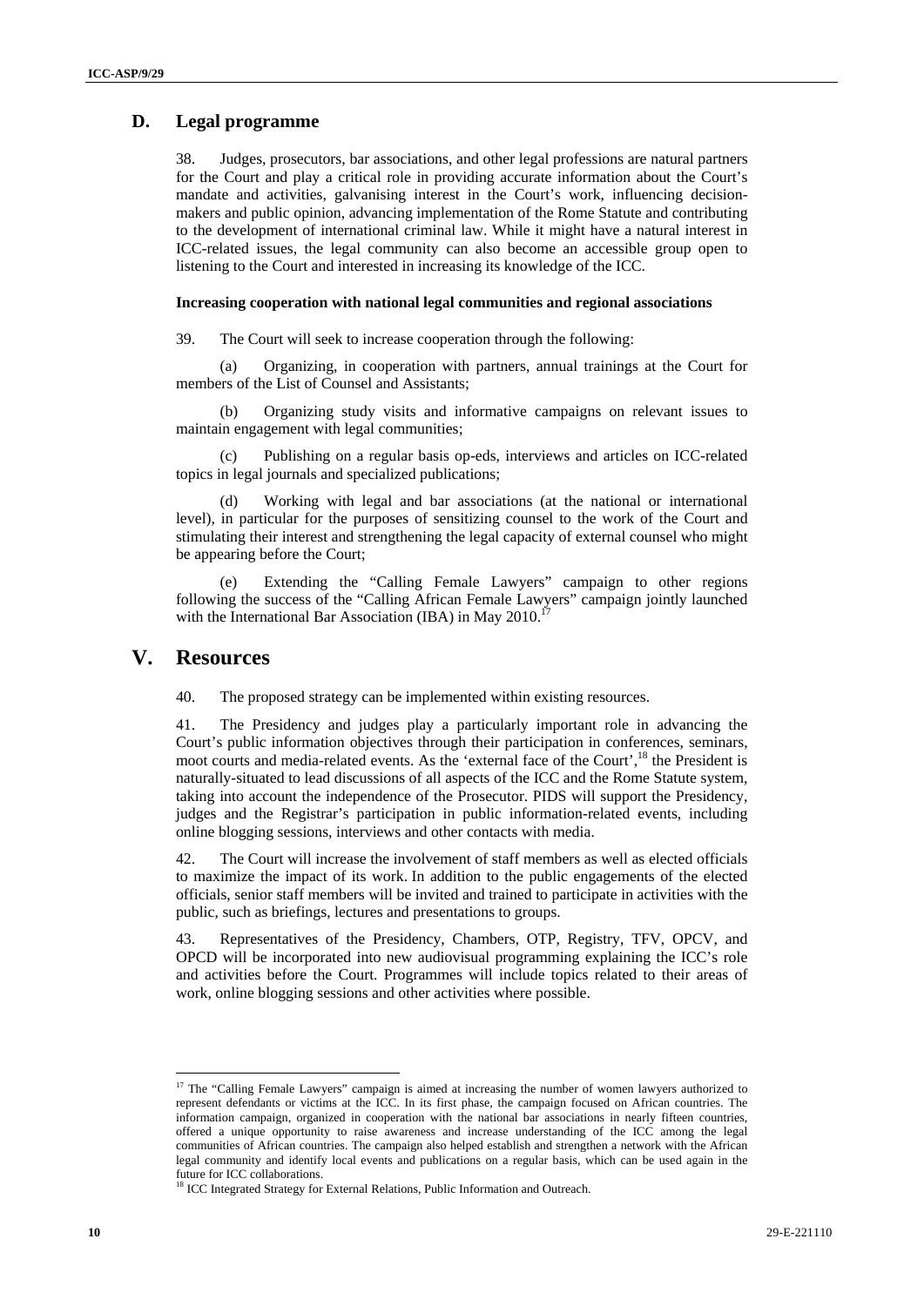## D. Legal programme

38. Judges, prosecutors, bar associations, and other legal professions are natural partners for the Court and play a critical role in providing accurate information about the Court's mandate and activities, galvanising interest in the Court's work, influencing decision-makers and public opinion, advancing implementation of the Rome Statute and contributing to the development of international criminal law. While it might have a natural interest in ICC-related issues, the legal community can also become an accessible group open to listening to the Court and interested in increasing its knowledge of the ICC.

**Increasing cooperation with national legal communities and regional associations**

39. The Court will seek to increase cooperation through the following:

(a) Organizing, in cooperation with partners, annual trainings at the Court for members of the List of Counsel and Assistants;

(b) Organizing study visits and informative campaigns on relevant issues to maintain engagement with legal communities;

(c) Publishing on a regular basis op-eds, interviews and articles on ICC-related topics in legal journals and specialized publications;

(d) Working with legal and bar associations (at the national or international level), in particular for the purposes of sensitizing counsel to the work of the Court and stimulating their interest and strengthening the legal capacity of external counsel who might be appearing before the Court;

(e) Extending the "Calling Female Lawyers" campaign to other regions following the success of the "Calling African Female Lawyers" campaign jointly launched with the International Bar Association (IBA) in May 2010.[17]

# V. Resources

40. The proposed strategy can be implemented within existing resources.

41. The Presidency and judges play a particularly important role in advancing the Court's public information objectives through their participation in conferences, seminars, moot courts and media-related events. As the 'external face of the Court',[18] the President is naturally-situated to lead discussions of all aspects of the ICC and the Rome Statute system, taking into account the independence of the Prosecutor. PIDS will support the Presidency, judges and the Registrar's participation in public information-related events, including online blogging sessions, interviews and other contacts with media.

42. The Court will increase the involvement of staff members as well as elected officials to maximize the impact of its work. In addition to the public engagements of the elected officials, senior staff members will be invited and trained to participate in activities with the public, such as briefings, lectures and presentations to groups.

43. Representatives of the Presidency, Chambers, OTP, Registry, TFV, OPCV, and OPCD will be incorporated into new audiovisual programming explaining the ICC's role and activities before the Court. Programmes will include topics related to their areas of work, online blogging sessions and other activities where possible.

---

[17] The "Calling Female Lawyers" campaign is aimed at increasing the number of women lawyers authorized to represent defendants or victims at the ICC. In its first phase, the campaign focused on African countries. The information campaign, organized in cooperation with the national bar associations in nearly fifteen countries, offered a unique opportunity to raise awareness and increase understanding of the ICC among the legal communities of African countries. The campaign also helped establish and strengthen a network with the African legal community and identify local events and publications on a regular basis, which can be used again in the future for ICC collaborations.

[18] ICC Integrated Strategy for External Relations, Public Information and Outreach.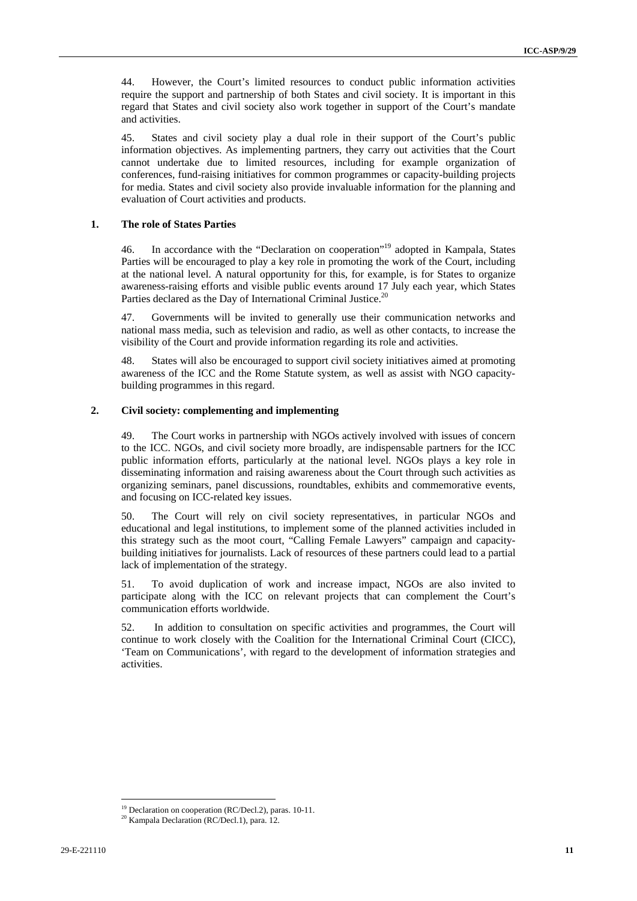44. However, the Court's limited resources to conduct public information activities require the support and partnership of both States and civil society. It is important in this regard that States and civil society also work together in support of the Court's mandate and activities.

45. States and civil society play a dual role in their support of the Court's public information objectives. As implementing partners, they carry out activities that the Court cannot undertake due to limited resources, including for example organization of conferences, fund-raising initiatives for common programmes or capacity-building projects for media. States and civil society also provide invaluable information for the planning and evaluation of Court activities and products.

### 1. The role of States Parties

46. In accordance with the "Declaration on cooperation"[19] adopted in Kampala, States Parties will be encouraged to play a key role in promoting the work of the Court, including at the national level. A natural opportunity for this, for example, is for States to organize awareness-raising efforts and visible public events around 17 July each year, which States Parties declared as the Day of International Criminal Justice.[20]

47. Governments will be invited to generally use their communication networks and national mass media, such as television and radio, as well as other contacts, to increase the visibility of the Court and provide information regarding its role and activities.

48. States will also be encouraged to support civil society initiatives aimed at promoting awareness of the ICC and the Rome Statute system, as well as assist with NGO capacity-building programmes in this regard.

### 2. Civil society: complementing and implementing

49. The Court works in partnership with NGOs actively involved with issues of concern to the ICC. NGOs, and civil society more broadly, are indispensable partners for the ICC public information efforts, particularly at the national level. NGOs plays a key role in disseminating information and raising awareness about the Court through such activities as organizing seminars, panel discussions, roundtables, exhibits and commemorative events, and focusing on ICC-related key issues.

50. The Court will rely on civil society representatives, in particular NGOs and educational and legal institutions, to implement some of the planned activities included in this strategy such as the moot court, "Calling Female Lawyers" campaign and capacity-building initiatives for journalists. Lack of resources of these partners could lead to a partial lack of implementation of the strategy.

51. To avoid duplication of work and increase impact, NGOs are also invited to participate along with the ICC on relevant projects that can complement the Court's communication efforts worldwide.

52. In addition to consultation on specific activities and programmes, the Court will continue to work closely with the Coalition for the International Criminal Court (CICC), 'Team on Communications', with regard to the development of information strategies and activities.

---

[19] Declaration on cooperation (RC/Decl.2), paras. 10-11.

[20] Kampala Declaration (RC/Decl.1), para. 12.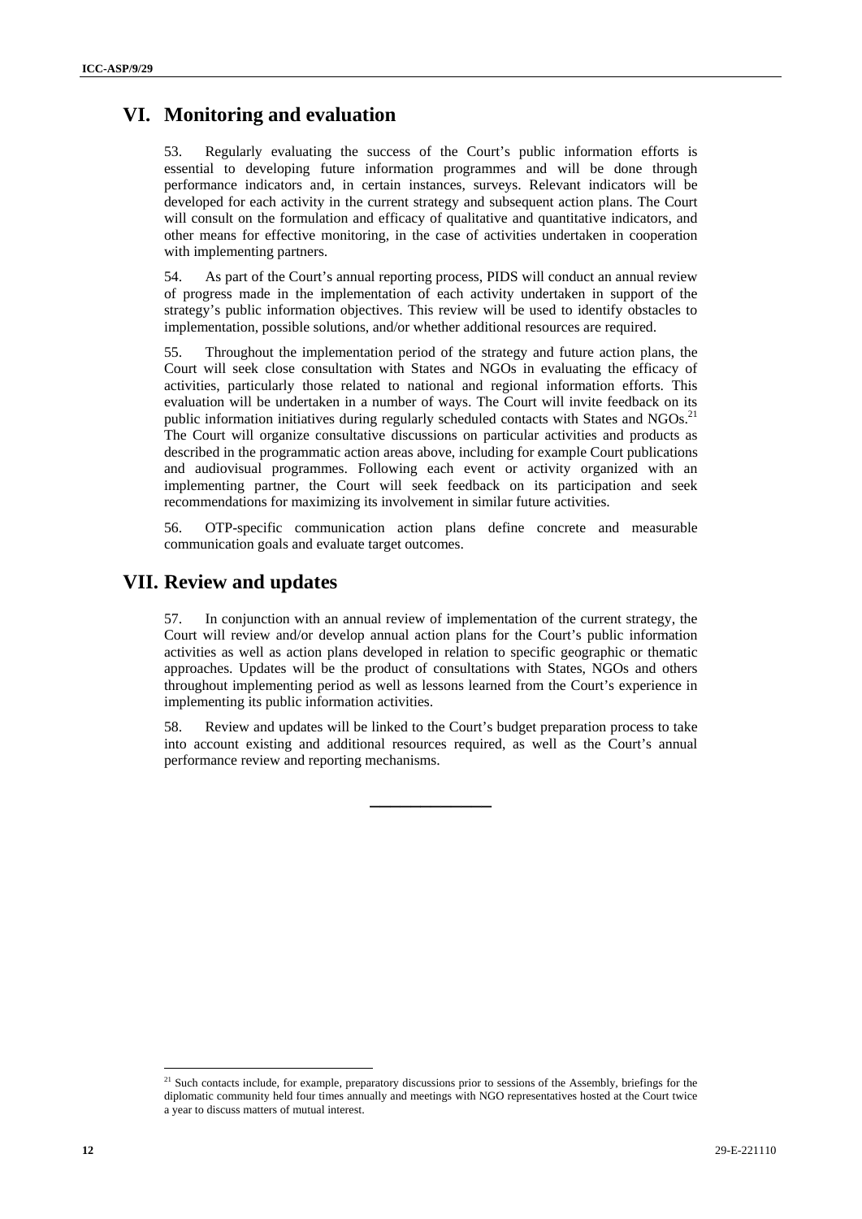## VI. Monitoring and evaluation

53. Regularly evaluating the success of the Court's public information efforts is essential to developing future information programmes and will be done through performance indicators and, in certain instances, surveys. Relevant indicators will be developed for each activity in the current strategy and subsequent action plans. The Court will consult on the formulation and efficacy of qualitative and quantitative indicators, and other means for effective monitoring, in the case of activities undertaken in cooperation with implementing partners.

54. As part of the Court's annual reporting process, PIDS will conduct an annual review of progress made in the implementation of each activity undertaken in support of the strategy's public information objectives. This review will be used to identify obstacles to implementation, possible solutions, and/or whether additional resources are required.

55. Throughout the implementation period of the strategy and future action plans, the Court will seek close consultation with States and NGOs in evaluating the efficacy of activities, particularly those related to national and regional information efforts. This evaluation will be undertaken in a number of ways. The Court will invite feedback on its public information initiatives during regularly scheduled contacts with States and NGOs.[21] The Court will organize consultative discussions on particular activities and products as described in the programmatic action areas above, including for example Court publications and audiovisual programmes. Following each event or activity organized with an implementing partner, the Court will seek feedback on its participation and seek recommendations for maximizing its involvement in similar future activities.

56. OTP-specific communication action plans define concrete and measurable communication goals and evaluate target outcomes.

## VII. Review and updates

57. In conjunction with an annual review of implementation of the current strategy, the Court will review and/or develop annual action plans for the Court's public information activities as well as action plans developed in relation to specific geographic or thematic approaches. Updates will be the product of consultations with States, NGOs and others throughout implementing period as well as lessons learned from the Court's experience in implementing its public information activities.

58. Review and updates will be linked to the Court's budget preparation process to take into account existing and additional resources required, as well as the Court's annual performance review and reporting mechanisms.

---

[21] Such contacts include, for example, preparatory discussions prior to sessions of the Assembly, briefings for the diplomatic community held four times annually and meetings with NGO representatives hosted at the Court twice a year to discuss matters of mutual interest.